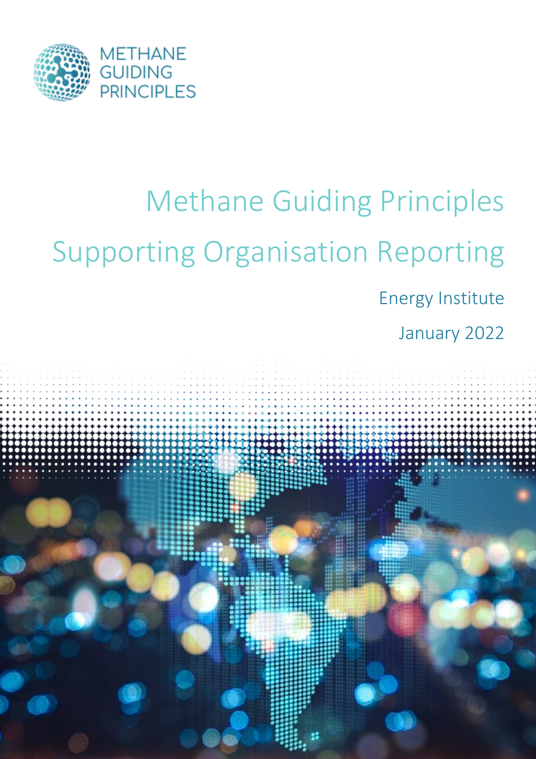METHANE GUIDING PRINCIPLES

# Methane Guiding Principles

# Supporting Organisation Reporting

Energy Institute

January 2022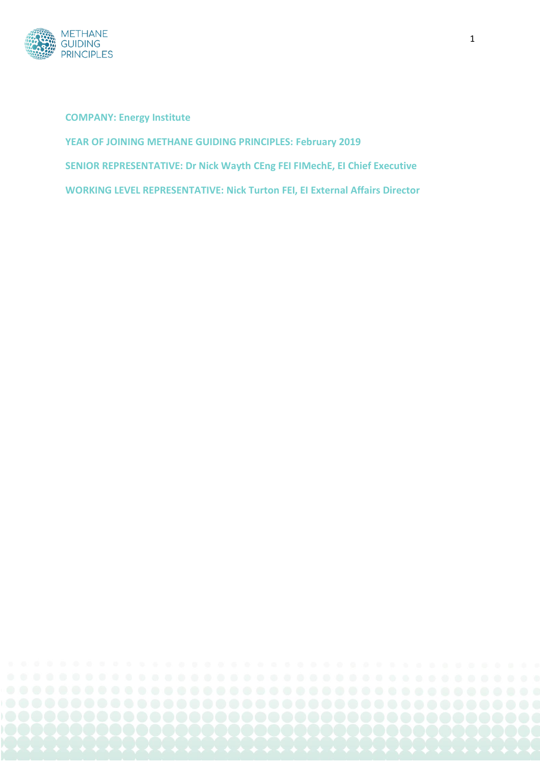**COMPANY: Energy Institute**

**YEAR OF JOINING METHANE GUIDING PRINCIPLES: February 2019**

**SENIOR REPRESENTATIVE: Dr Nick Wayth CEng FEI FIMechE, EI Chief Executive**

**WORKING LEVEL REPRESENTATIVE: Nick Turton FEI, EI External Affairs Director**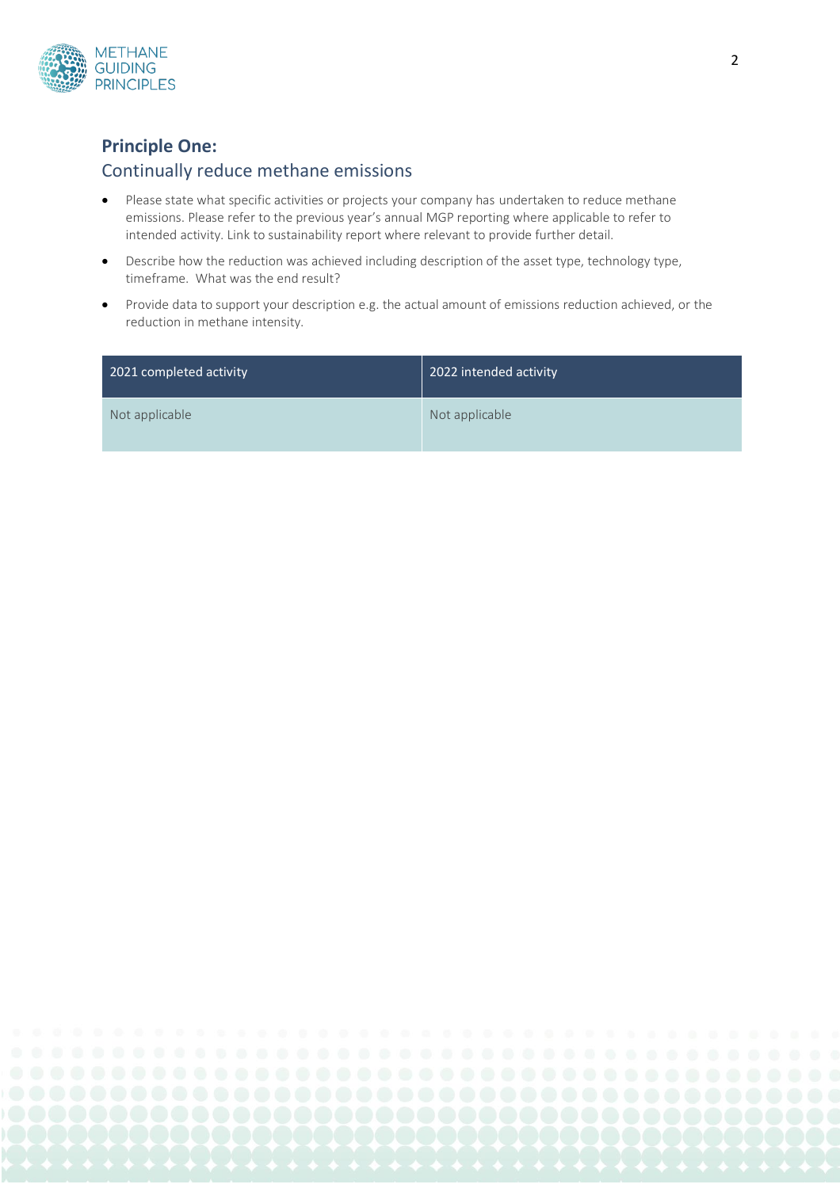## Principle One:

### Continually reduce methane emissions

- Please state what specific activities or projects your company has undertaken to reduce methane emissions. Please refer to the previous year's annual MGP reporting where applicable to refer to intended activity. Link to sustainability report where relevant to provide further detail.
- Describe how the reduction was achieved including description of the asset type, technology type, timeframe. What was the end result?
- Provide data to support your description e.g. the actual amount of emissions reduction achieved, or the reduction in methane intensity.

| 2021 completed activity | 2022 intended activity |
|---|---|
| Not applicable | Not applicable |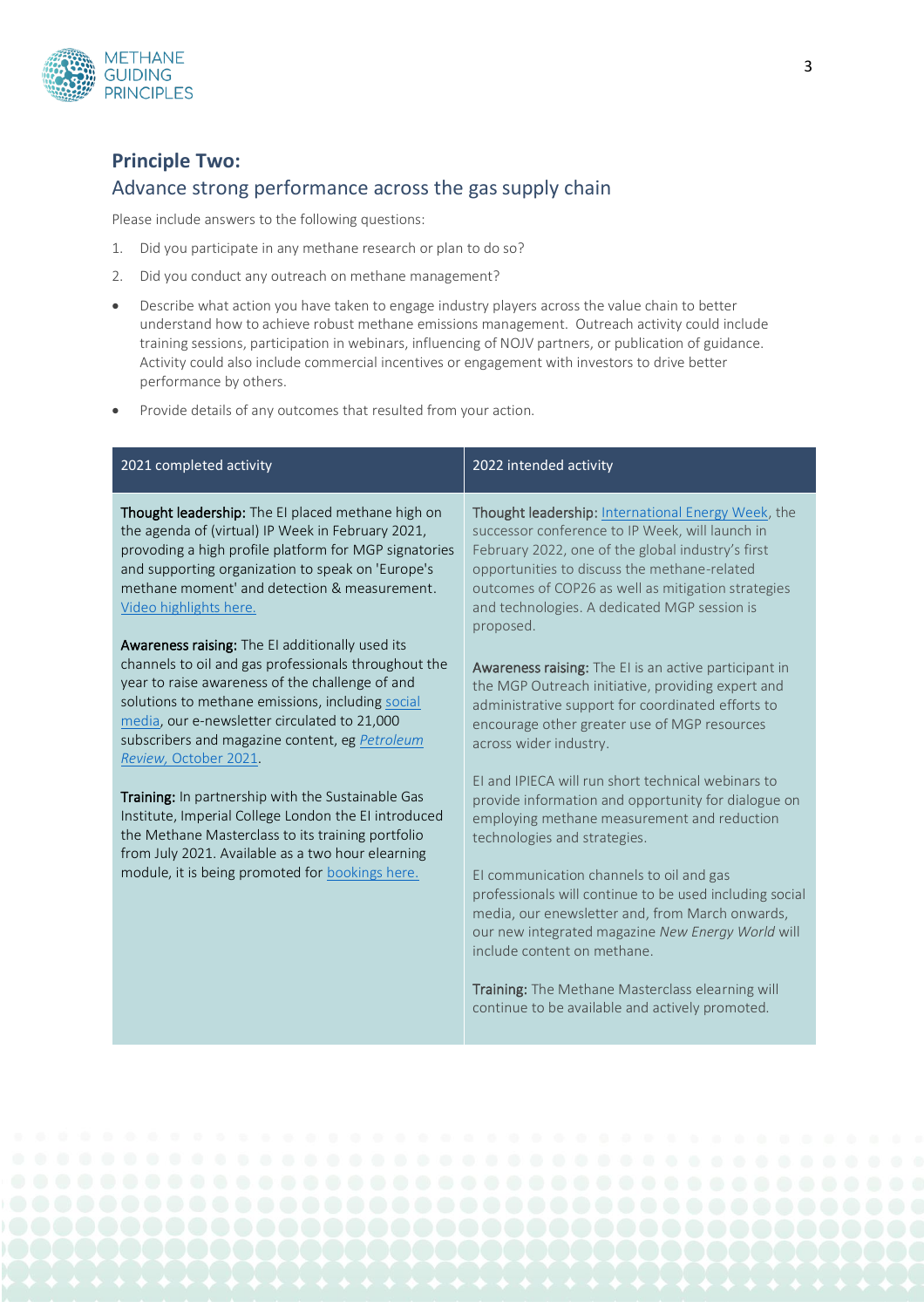## Principle Two:

### Advance strong performance across the gas supply chain

Please include answers to the following questions:

1. Did you participate in any methane research or plan to do so?
2. Did you conduct any outreach on methane management?

- Describe what action you have taken to engage industry players across the value chain to better understand how to achieve robust methane emissions management. Outreach activity could include training sessions, participation in webinars, influencing of NOJV partners, or publication of guidance. Activity could also include commercial incentives or engagement with investors to drive better performance by others.
- Provide details of any outcomes that resulted from your action.

| 2021 completed activity | 2022 intended activity |
| --- | --- |
| **Thought leadership:** The EI placed methane high on the agenda of (virtual) IP Week in February 2021, provoding a high profile platform for MGP signatories and supporting organization to speak on 'Europe's methane moment' and detection & measurement. Video highlights here.<br><br>**Awareness raising:** The EI additionally used its channels to oil and gas professionals throughout the year to raise awareness of the challenge of and solutions to methane emissions, including social media, our e-newsletter circulated to 21,000 subscribers and magazine content, eg *Petroleum Review*, October 2021.<br><br>**Training:** In partnership with the Sustainable Gas Institute, Imperial College London the EI introduced the Methane Masterclass to its training portfolio from July 2021. Available as a two hour elearning module, it is being promoted for bookings here. | **Thought leadership:** International Energy Week, the successor conference to IP Week, will launch in February 2022, one of the global industry's first opportunities to discuss the methane-related outcomes of COP26 as well as mitigation strategies and technologies. A dedicated MGP session is proposed.<br><br>**Awareness raising:** The EI is an active participant in the MGP Outreach initiative, providing expert and administrative support for coordinated efforts to encourage other greater use of MGP resources across wider industry.<br><br>EI and IPIECA will run short technical webinars to provide information and opportunity for dialogue on employing methane measurement and reduction technologies and strategies.<br><br>EI communication channels to oil and gas professionals will continue to be used including social media, our enewsletter and, from March onwards, our new integrated magazine *New Energy World* will include content on methane.<br><br>**Training:** The Methane Masterclass elearning will continue to be available and actively promoted. |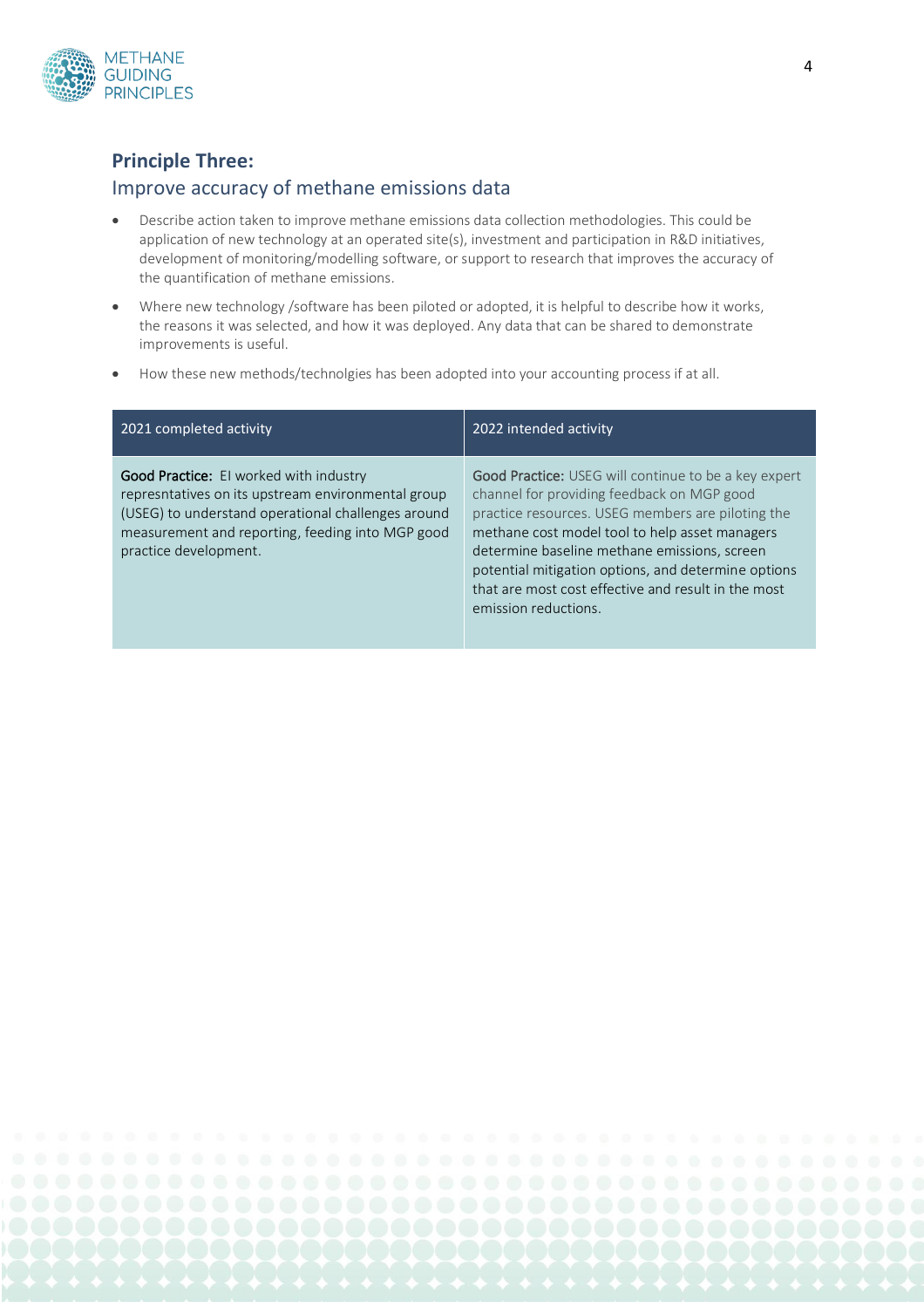## Principle Three:

### Improve accuracy of methane emissions data

- Describe action taken to improve methane emissions data collection methodologies. This could be application of new technology at an operated site(s), investment and participation in R&D initiatives, development of monitoring/modelling software, or support to research that improves the accuracy of the quantification of methane emissions.
- Where new technology /software has been piloted or adopted, it is helpful to describe how it works, the reasons it was selected, and how it was deployed. Any data that can be shared to demonstrate improvements is useful.
- How these new methods/technolgies has been adopted into your accounting process if at all.

| 2021 completed activity | 2022 intended activity |
|---|---|
| **Good Practice:** EI worked with industry represntatives on its upstream environmental group (USEG) to understand operational challenges around measurement and reporting, feeding into MGP good practice development. | **Good Practice:** USEG will continue to be a key expert channel for providing feedback on MGP good practice resources. USEG members are piloting the methane cost model tool to help asset managers determine baseline methane emissions, screen potential mitigation options, and determine options that are most cost effective and result in the most emission reductions. |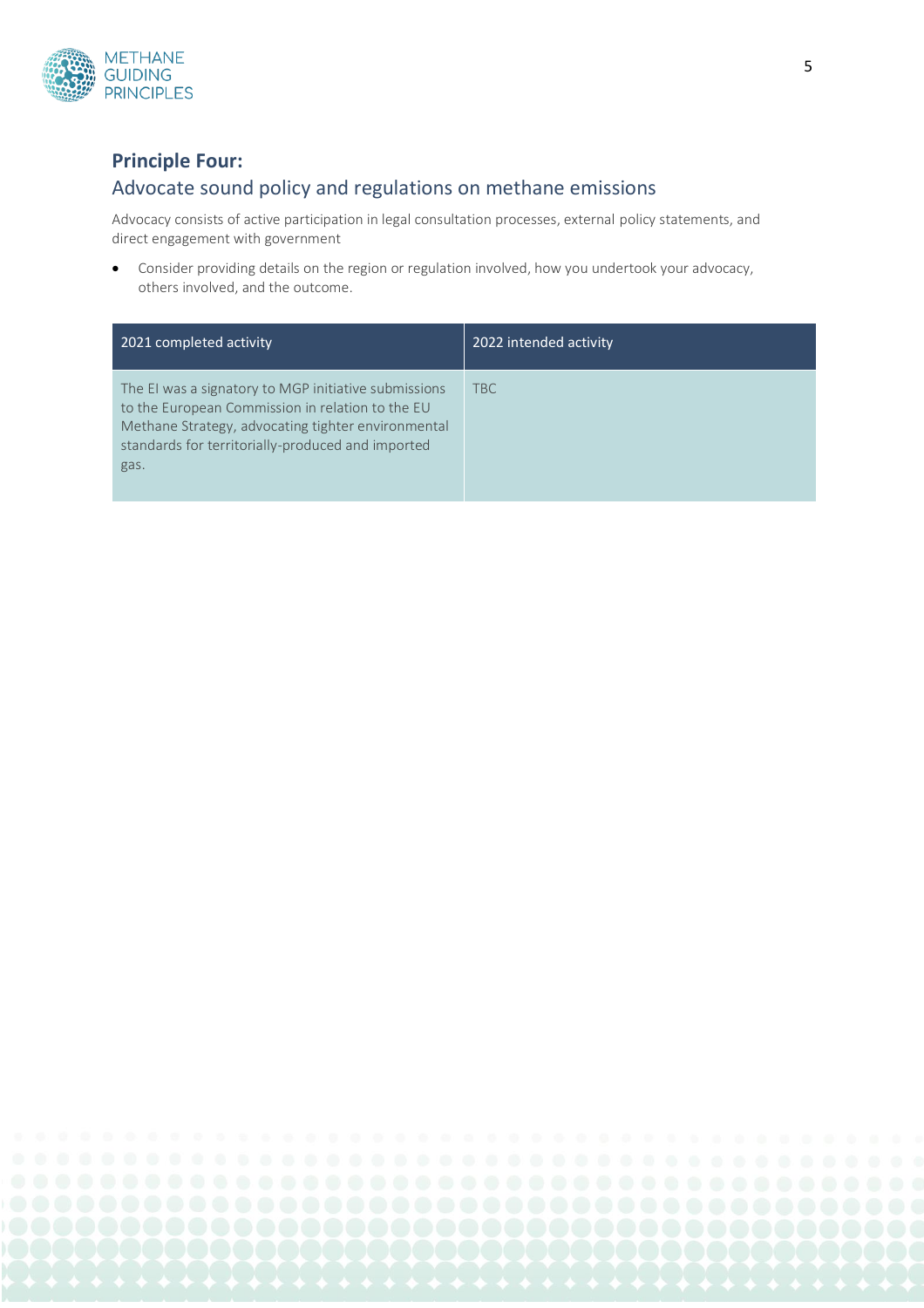## Principle Four:

### Advocate sound policy and regulations on methane emissions

Advocacy consists of active participation in legal consultation processes, external policy statements, and direct engagement with government

- Consider providing details on the region or regulation involved, how you undertook your advocacy, others involved, and the outcome.

| 2021 completed activity | 2022 intended activity |
| --- | --- |
| The EI was a signatory to MGP initiative submissions to the European Commission in relation to the EU Methane Strategy, advocating tighter environmental standards for territorially-produced and imported gas. | TBC |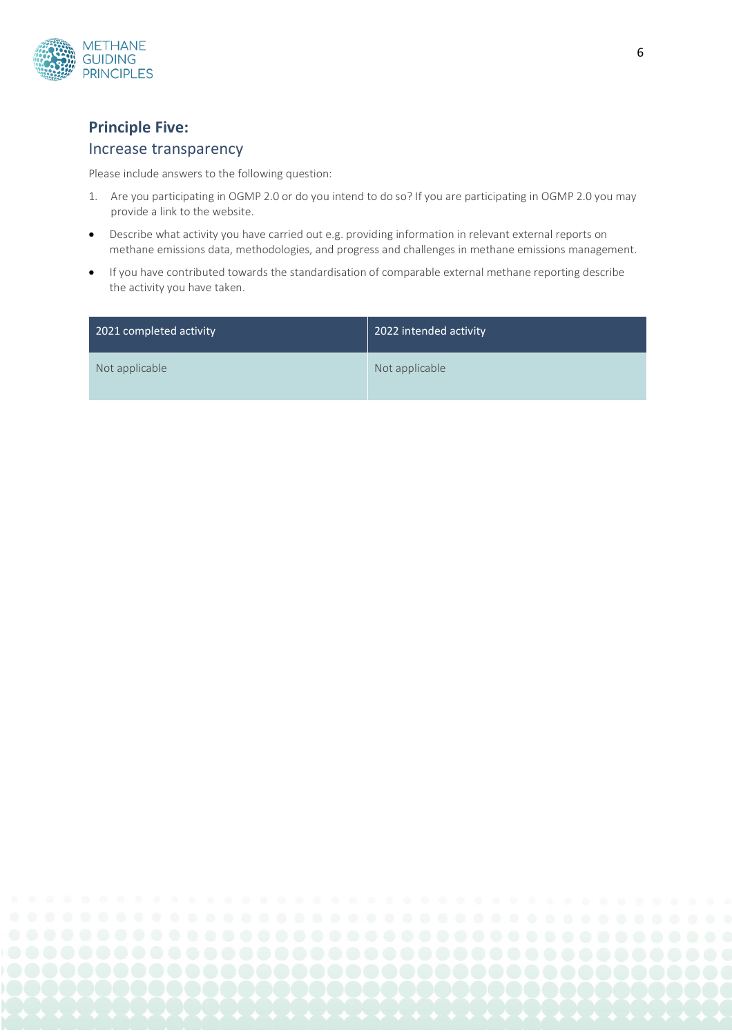## Principle Five:

### Increase transparency

Please include answers to the following question:

1. Are you participating in OGMP 2.0 or do you intend to do so? If you are participating in OGMP 2.0 you may provide a link to the website.

- Describe what activity you have carried out e.g. providing information in relevant external reports on methane emissions data, methodologies, and progress and challenges in methane emissions management.
- If you have contributed towards the standardisation of comparable external methane reporting describe the activity you have taken.

| 2021 completed activity | 2022 intended activity |
| --- | --- |
| Not applicable | Not applicable |